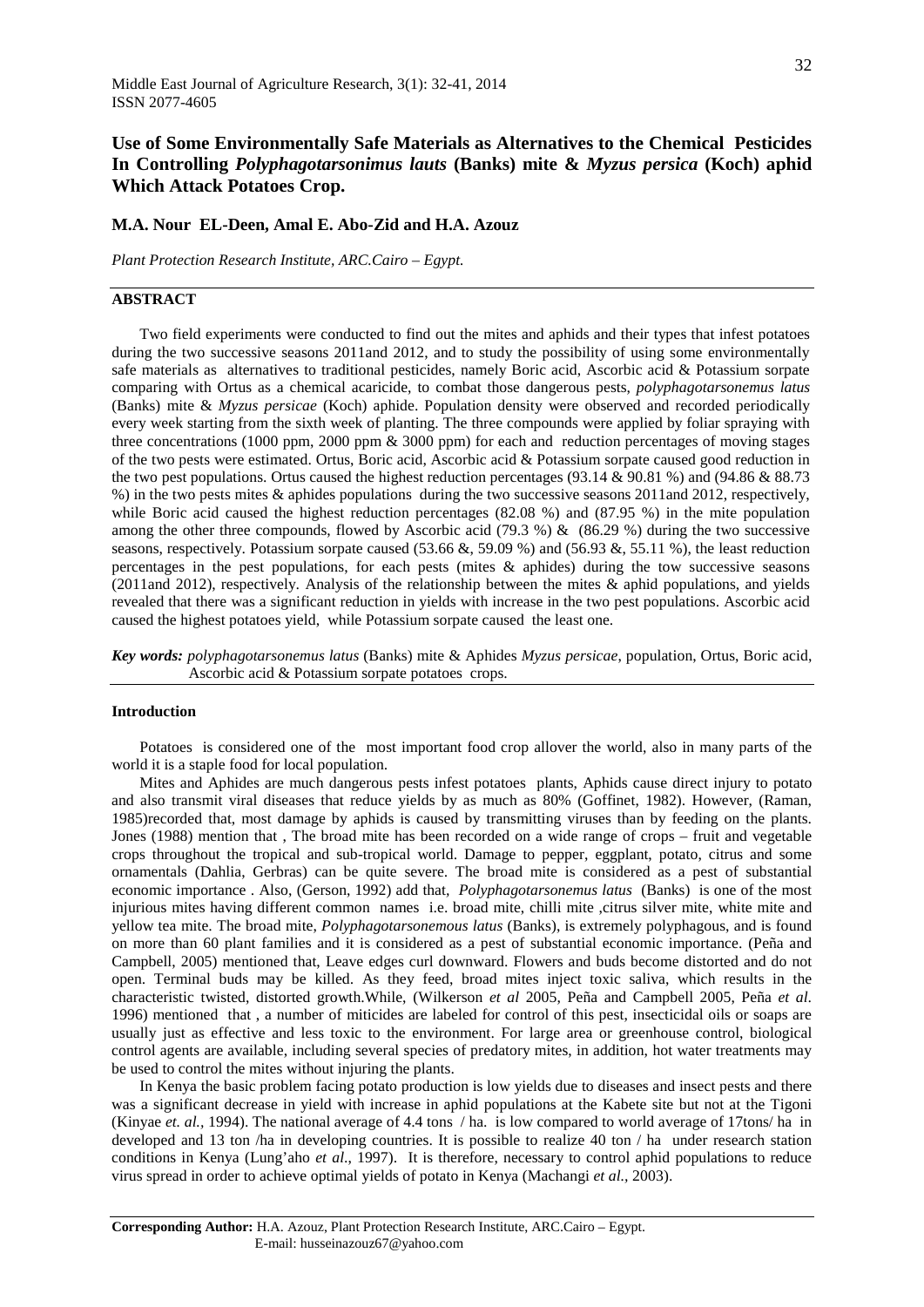# Use of Some Environmentally Safe Materials as Alternatives to the Chemical Pesticides In Controlling *Polyphagotarsonimus lauts* (Banks) mite & *Myzus persica* (Koch) aphid Which Attack Potatoes Crop.

**M.A. Nour EL-Deen, Amal E. Abo-Zid and H.A. Azouz**

*Plant Protection Research Institute, ARC.Cairo – Egypt.*

## ABSTRACT

Two field experiments were conducted to find out the mites and aphids and their types that infest potatoes during the two successive seasons 2011and 2012, and to study the possibility of using some environmentally safe materials as alternatives to traditional pesticides, namely Boric acid, Ascorbic acid & Potassium sorpate comparing with Ortus as a chemical acaricide, to combat those dangerous pests, *polyphagotarsonemus latus* (Banks) mite & *Myzus persicae* (Koch) aphide. Population density were observed and recorded periodically every week starting from the sixth week of planting. The three compounds were applied by foliar spraying with three concentrations (1000 ppm, 2000 ppm & 3000 ppm) for each and reduction percentages of moving stages of the two pests were estimated. Ortus, Boric acid, Ascorbic acid & Potassium sorpate caused good reduction in the two pest populations. Ortus caused the highest reduction percentages (93.14 & 90.81 %) and (94.86 & 88.73 %) in the two pests mites & aphides populations during the two successive seasons 2011and 2012, respectively, while Boric acid caused the highest reduction percentages (82.08 %) and (87.95 %) in the mite population among the other three compounds, flowed by Ascorbic acid (79.3 %) & (86.29 %) during the two successive seasons, respectively. Potassium sorpate caused (53.66 &, 59.09 %) and (56.93 &, 55.11 %), the least reduction percentages in the pest populations, for each pests (mites & aphides) during the tow successive seasons (2011and 2012), respectively. Analysis of the relationship between the mites & aphid populations, and yields revealed that there was a significant reduction in yields with increase in the two pest populations. Ascorbic acid caused the highest potatoes yield, while Potassium sorpate caused the least one.

***Key words:*** *polyphagotarsonemus latus* (Banks) mite & Aphides *Myzus persicae*, population, Ortus, Boric acid, Ascorbic acid & Potassium sorpate potatoes crops.

## Introduction

Potatoes is considered one of the most important food crop allover the world, also in many parts of the world it is a staple food for local population.

Mites and Aphides are much dangerous pests infest potatoes plants, Aphids cause direct injury to potato and also transmit viral diseases that reduce yields by as much as 80% (Goffinet, 1982). However, (Raman, 1985)recorded that, most damage by aphids is caused by transmitting viruses than by feeding on the plants. Jones (1988) mention that , The broad mite has been recorded on a wide range of crops – fruit and vegetable crops throughout the tropical and sub-tropical world. Damage to pepper, eggplant, potato, citrus and some ornamentals (Dahlia, Gerbras) can be quite severe. The broad mite is considered as a pest of substantial economic importance . Also, (Gerson, 1992) add that, *Polyphagotarsonemus latus* (Banks) is one of the most injurious mites having different common names i.e. broad mite, chilli mite ,citrus silver mite, white mite and yellow tea mite. The broad mite, *Polyphagotarsonemous latus* (Banks), is extremely polyphagous, and is found on more than 60 plant families and it is considered as a pest of substantial economic importance. (Peña and Campbell, 2005) mentioned that, Leave edges curl downward. Flowers and buds become distorted and do not open. Terminal buds may be killed. As they feed, broad mites inject toxic saliva, which results in the characteristic twisted, distorted growth.While, (Wilkerson *et al* 2005, Peña and Campbell 2005, Peña *et al*. 1996) mentioned that , a number of miticides are labeled for control of this pest, insecticidal oils or soaps are usually just as effective and less toxic to the environment. For large area or greenhouse control, biological control agents are available, including several species of predatory mites, in addition, hot water treatments may be used to control the mites without injuring the plants.

In Kenya the basic problem facing potato production is low yields due to diseases and insect pests and there was a significant decrease in yield with increase in aphid populations at the Kabete site but not at the Tigoni (Kinyae *et. al.,* 1994). The national average of 4.4 tons / ha. is low compared to world average of 17tons/ ha in developed and 13 ton /ha in developing countries. It is possible to realize 40 ton / ha under research station conditions in Kenya (Lung'aho *et al.,* 1997). It is therefore, necessary to control aphid populations to reduce virus spread in order to achieve optimal yields of potato in Kenya (Machangi *et al.,* 2003).

**Corresponding Author:** H.A. Azouz, Plant Protection Research Institute, ARC.Cairo – Egypt.
E-mail: husseinazouz67@yahoo.com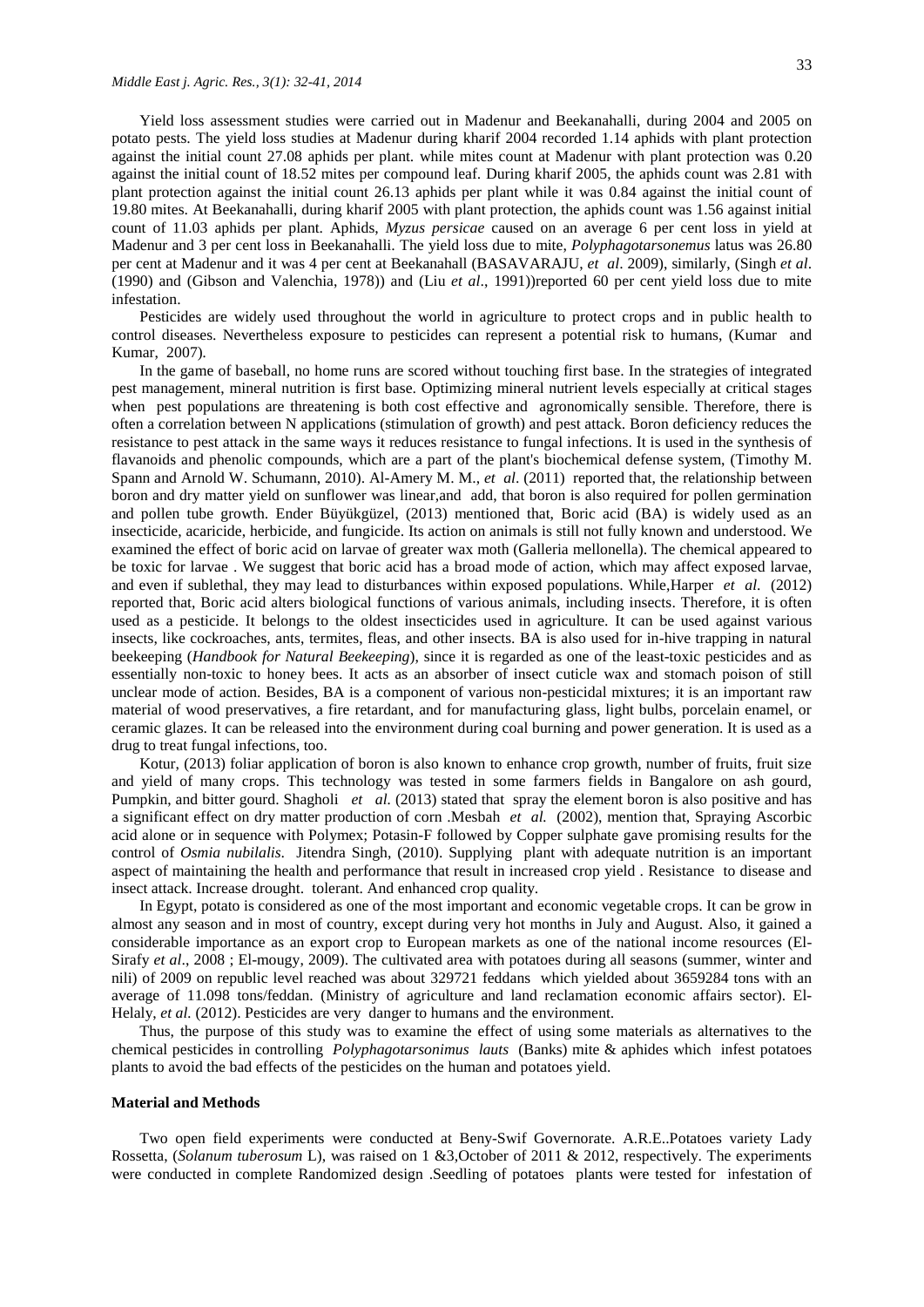Yield loss assessment studies were carried out in Madenur and Beekanahalli, during 2004 and 2005 on potato pests. The yield loss studies at Madenur during kharif 2004 recorded 1.14 aphids with plant protection against the initial count 27.08 aphids per plant. while mites count at Madenur with plant protection was 0.20 against the initial count of 18.52 mites per compound leaf. During kharif 2005, the aphids count was 2.81 with plant protection against the initial count 26.13 aphids per plant while it was 0.84 against the initial count of 19.80 mites. At Beekanahalli, during kharif 2005 with plant protection, the aphids count was 1.56 against initial count of 11.03 aphids per plant. Aphids, *Myzus persicae* caused on an average 6 per cent loss in yield at Madenur and 3 per cent loss in Beekanahalli. The yield loss due to mite, *Polyphagotarsonemus* latus was 26.80 per cent at Madenur and it was 4 per cent at Beekanahall (BASAVARAJU, *et al*. 2009), similarly, (Singh *et al*. (1990) and (Gibson and Valenchia, 1978)) and (Liu *et al*., 1991))reported 60 per cent yield loss due to mite infestation.

Pesticides are widely used throughout the world in agriculture to protect crops and in public health to control diseases. Nevertheless exposure to pesticides can represent a potential risk to humans, (Kumar and Kumar, 2007).

In the game of baseball, no home runs are scored without touching first base. In the strategies of integrated pest management, mineral nutrition is first base. Optimizing mineral nutrient levels especially at critical stages when pest populations are threatening is both cost effective and agronomically sensible. Therefore, there is often a correlation between N applications (stimulation of growth) and pest attack. Boron deficiency reduces the resistance to pest attack in the same ways it reduces resistance to fungal infections. It is used in the synthesis of flavanoids and phenolic compounds, which are a part of the plant's biochemical defense system, (Timothy M. Spann and Arnold W. Schumann, 2010). Al-Amery M. M., *et al*. (2011) reported that, the relationship between boron and dry matter yield on sunflower was linear,and add, that boron is also required for pollen germination and pollen tube growth. Ender Büyükgüzel, (2013) mentioned that, Boric acid (BA) is widely used as an insecticide, acaricide, herbicide, and fungicide. Its action on animals is still not fully known and understood. We examined the effect of boric acid on larvae of greater wax moth (Galleria mellonella). The chemical appeared to be toxic for larvae . We suggest that boric acid has a broad mode of action, which may affect exposed larvae, and even if sublethal, they may lead to disturbances within exposed populations. While,Harper *et al.* (2012) reported that, Boric acid alters biological functions of various animals, including insects. Therefore, it is often used as a pesticide. It belongs to the oldest insecticides used in agriculture. It can be used against various insects, like cockroaches, ants, termites, fleas, and other insects. BA is also used for in-hive trapping in natural beekeeping (*Handbook for Natural Beekeeping*), since it is regarded as one of the least-toxic pesticides and as essentially non-toxic to honey bees. It acts as an absorber of insect cuticle wax and stomach poison of still unclear mode of action. Besides, BA is a component of various non-pesticidal mixtures; it is an important raw material of wood preservatives, a fire retardant, and for manufacturing glass, light bulbs, porcelain enamel, or ceramic glazes. It can be released into the environment during coal burning and power generation. It is used as a drug to treat fungal infections, too.

Kotur, (2013) foliar application of boron is also known to enhance crop growth, number of fruits, fruit size and yield of many crops. This technology was tested in some farmers fields in Bangalore on ash gourd, Pumpkin, and bitter gourd. Shagholi *et al.* (2013) stated that spray the element boron is also positive and has a significant effect on dry matter production of corn .Mesbah *et al.* (2002), mention that, Spraying Ascorbic acid alone or in sequence with Polymex; Potasin-F followed by Copper sulphate gave promising results for the control of *Osmia nubilalis*. Jitendra Singh, (2010). Supplying plant with adequate nutrition is an important aspect of maintaining the health and performance that result in increased crop yield . Resistance to disease and insect attack. Increase drought. tolerant. And enhanced crop quality.

In Egypt, potato is considered as one of the most important and economic vegetable crops. It can be grow in almost any season and in most of country, except during very hot months in July and August. Also, it gained a considerable importance as an export crop to European markets as one of the national income resources (El-Sirafy *et al*., 2008 ; El-mougy, 2009). The cultivated area with potatoes during all seasons (summer, winter and nili) of 2009 on republic level reached was about 329721 feddans which yielded about 3659284 tons with an average of 11.098 tons/feddan. (Ministry of agriculture and land reclamation economic affairs sector). El-Helaly, *et al.* (2012). Pesticides are very danger to humans and the environment.

Thus, the purpose of this study was to examine the effect of using some materials as alternatives to the chemical pesticides in controlling *Polyphagotarsonimus lauts* (Banks) mite & aphides which infest potatoes plants to avoid the bad effects of the pesticides on the human and potatoes yield.

## Material and Methods

Two open field experiments were conducted at Beny-Swif Governorate. A.R.E..Potatoes variety Lady Rossetta, (*Solanum tuberosum* L), was raised on 1 &3,October of 2011 & 2012, respectively. The experiments were conducted in complete Randomized design .Seedling of potatoes plants were tested for infestation of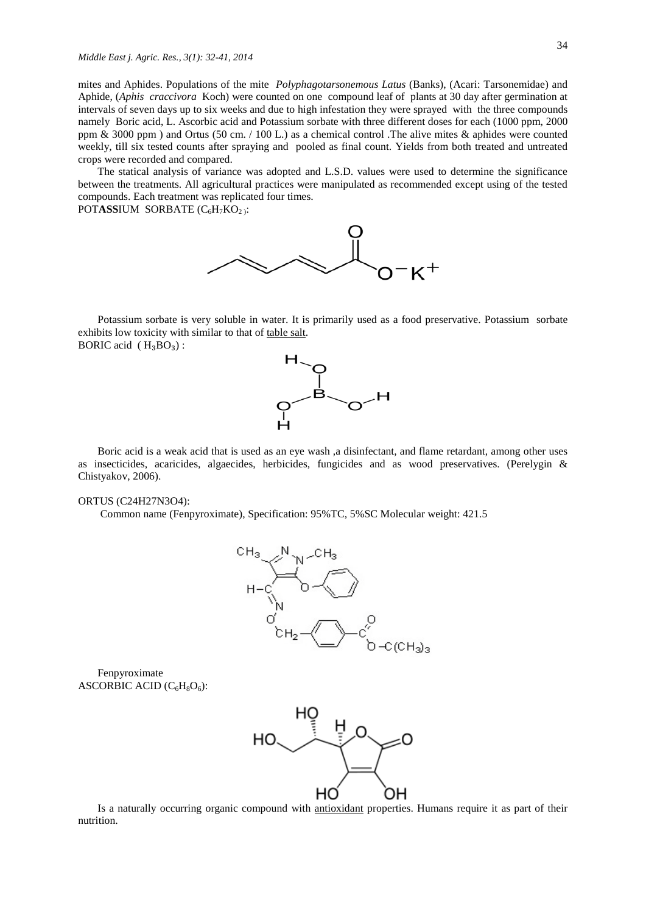mites and Aphides. Populations of the mite *Polyphagotarsonemous Latus* (Banks), (Acari: Tarsonemidae) and Aphide, (*Aphis craccivora* Koch) were counted on one compound leaf of plants at 30 day after germination at intervals of seven days up to six weeks and due to high infestation they were sprayed with the three compounds namely Boric acid, L. Ascorbic acid and Potassium sorbate with three different doses for each (1000 ppm, 2000 ppm & 3000 ppm ) and Ortus (50 cm. / 100 L.) as a chemical control .The alive mites & aphides were counted weekly, till six tested counts after spraying and pooled as final count. Yields from both treated and untreated crops were recorded and compared.

The statical analysis of variance was adopted and L.S.D. values were used to determine the significance between the treatments. All agricultural practices were manipulated as recommended except using of the tested compounds. Each treatment was replicated four times.

POT**ASS**IUM SORBATE ($C_6H_7KO_2$):

Potassium sorbate is very soluble in water. It is primarily used as a food preservative. Potassium sorbate exhibits low toxicity with similar to that of table salt.

BORIC acid ( $H_3BO_3$) :

Boric acid is a weak acid that is used as an eye wash ,a disinfectant, and flame retardant, among other uses as insecticides, acaricides, algaecides, herbicides, fungicides and as wood preservatives. (Perelygin & Chistyakov, 2006).

ORTUS (C24H27N3O4):

Common name (Fenpyroximate), Specification: 95%TC, 5%SC Molecular weight: 421.5

Fenpyroximate

ASCORBIC ACID ($C_6H_8O_6$):

Is a naturally occurring organic compound with antioxidant properties. Humans require it as part of their nutrition.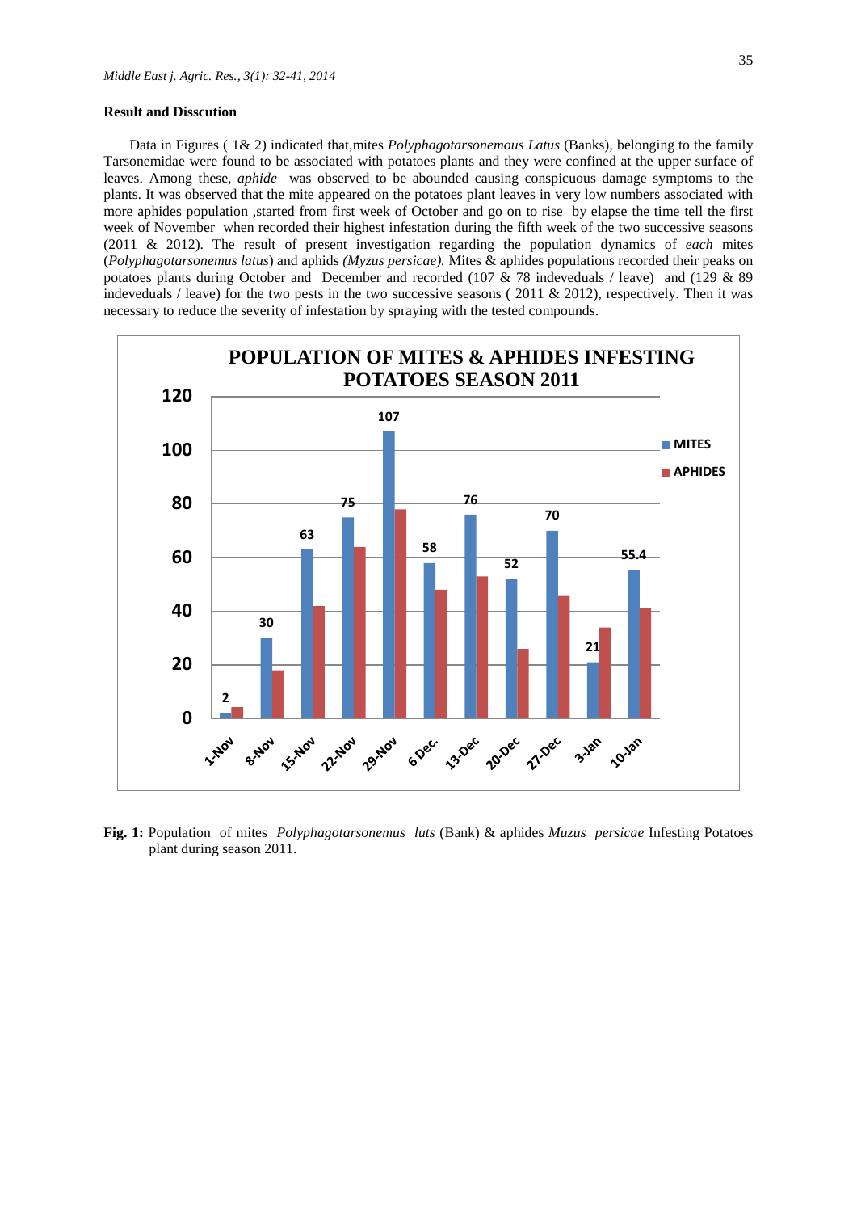**Result and Disscution**

Data in Figures ( 1& 2) indicated that,mites *Polyphagotarsonemous Latus* (Banks), belonging to the family Tarsonemidae were found to be associated with potatoes plants and they were confined at the upper surface of leaves. Among these, *aphide* was observed to be abounded causing conspicuous damage symptoms to the plants. It was observed that the mite appeared on the potatoes plant leaves in very low numbers associated with more aphides population ,started from first week of October and go on to rise by elapse the time tell the first week of November when recorded their highest infestation during the fifth week of the two successive seasons (2011 & 2012). The result of present investigation regarding the population dynamics of *each* mites (*Polyphagotarsonemus latus*) and aphids *(Myzus persicae).* Mites & aphides populations recorded their peaks on potatoes plants during October and December and recorded (107 & 78 indeveduals / leave) and (129 & 89 indeveduals / leave) for the two pests in the two successive seasons ( 2011 & 2012), respectively. Then it was necessary to reduce the severity of infestation by spraying with the tested compounds.

**Fig. 1:** Population of mites *Polyphagotarsonemus luts* (Bank) & aphides *Muzus persicae* Infesting Potatoes plant during season 2011.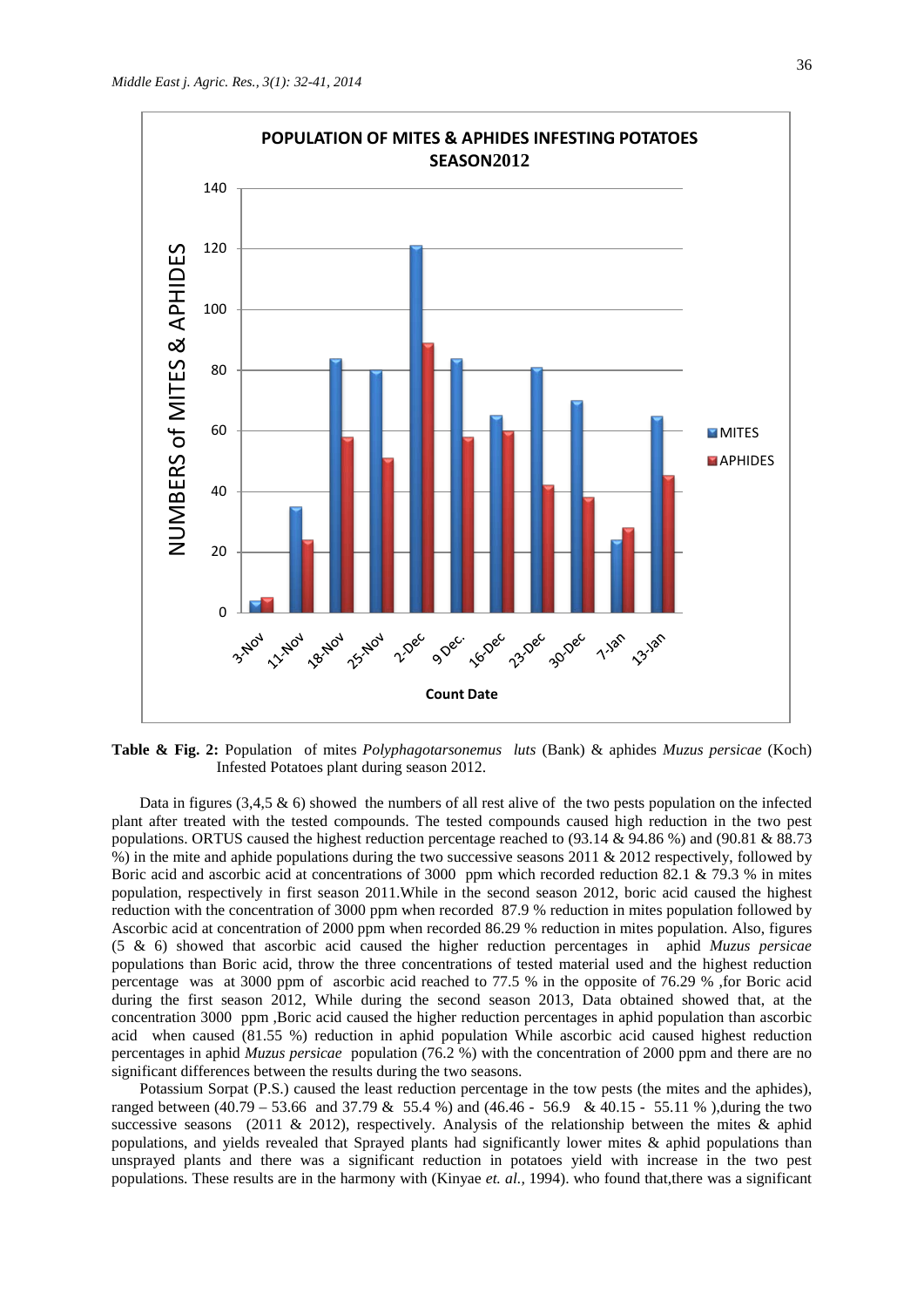**Table & Fig. 2:** Population of mites *Polyphagotarsonemus luts* (Bank) & aphides *Muzus persicae* (Koch) Infested Potatoes plant during season 2012.

Data in figures (3,4,5 & 6) showed the numbers of all rest alive of the two pests population on the infected plant after treated with the tested compounds. The tested compounds caused high reduction in the two pest populations. ORTUS caused the highest reduction percentage reached to (93.14 & 94.86 %) and (90.81 & 88.73 %) in the mite and aphide populations during the two successive seasons 2011 & 2012 respectively, followed by Boric acid and ascorbic acid at concentrations of 3000 ppm which recorded reduction 82.1 & 79.3 % in mites population, respectively in first season 2011.While in the second season 2012, boric acid caused the highest reduction with the concentration of 3000 ppm when recorded 87.9 % reduction in mites population followed by Ascorbic acid at concentration of 2000 ppm when recorded 86.29 % reduction in mites population. Also, figures (5 & 6) showed that ascorbic acid caused the higher reduction percentages in aphid *Muzus persicae* populations than Boric acid, throw the three concentrations of tested material used and the highest reduction percentage was at 3000 ppm of ascorbic acid reached to 77.5 % in the opposite of 76.29 % ,for Boric acid during the first season 2012, While during the second season 2013, Data obtained showed that, at the concentration 3000 ppm ,Boric acid caused the higher reduction percentages in aphid population than ascorbic acid when caused (81.55 %) reduction in aphid population While ascorbic acid caused highest reduction percentages in aphid *Muzus persicae* population (76.2 %) with the concentration of 2000 ppm and there are no significant differences between the results during the two seasons.

Potassium Sorpat (P.S.) caused the least reduction percentage in the tow pests (the mites and the aphides), ranged between (40.79 – 53.66 and 37.79 & 55.4 %) and (46.46 - 56.9 & 40.15 - 55.11 % ),during the two successive seasons (2011 & 2012), respectively. Analysis of the relationship between the mites & aphid populations, and yields revealed that Sprayed plants had significantly lower mites & aphid populations than unsprayed plants and there was a significant reduction in potatoes yield with increase in the two pest populations. These results are in the harmony with (Kinyae *et. al.,* 1994). who found that,there was a significant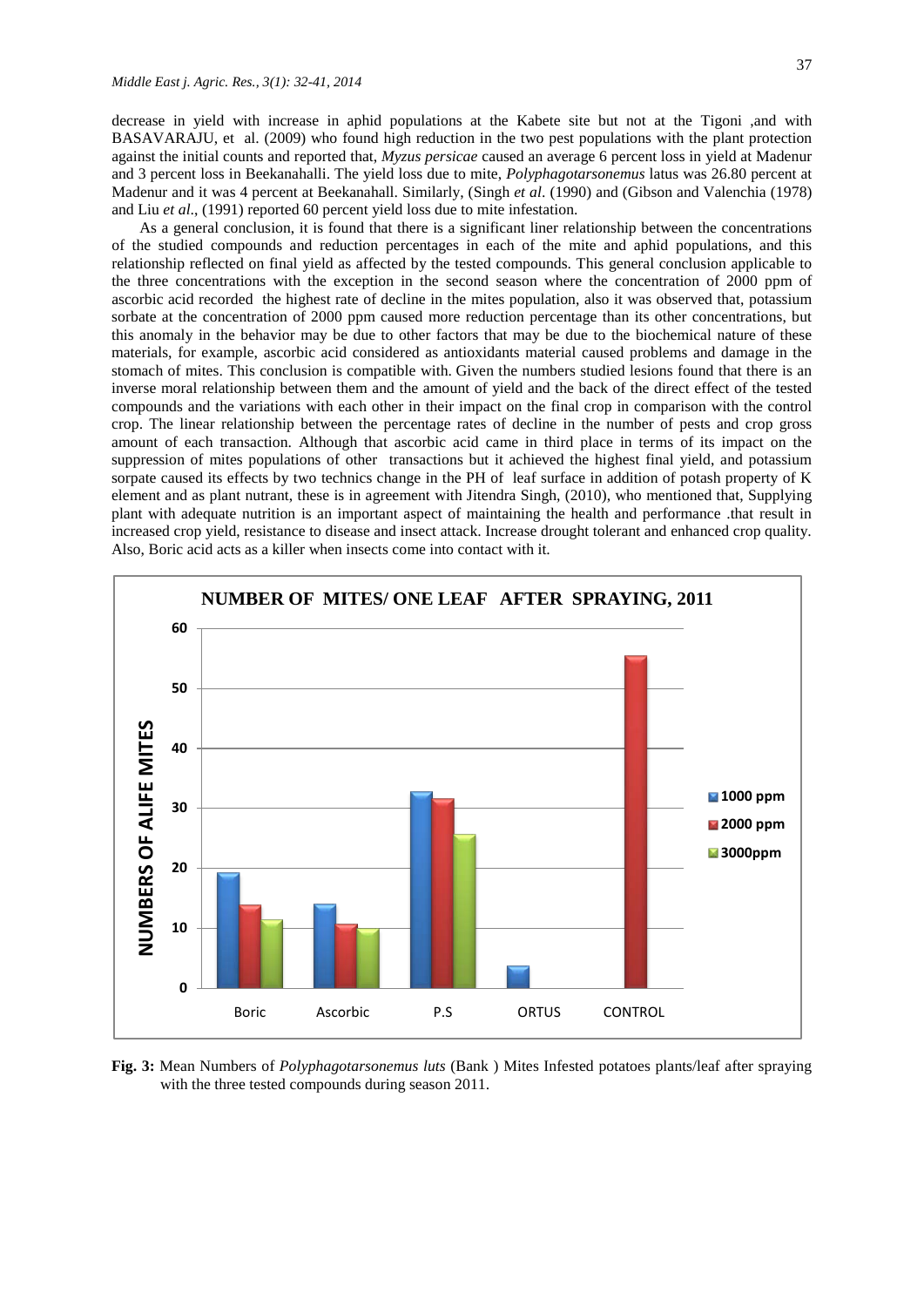decrease in yield with increase in aphid populations at the Kabete site but not at the Tigoni ,and with BASAVARAJU, et al. (2009) who found high reduction in the two pest populations with the plant protection against the initial counts and reported that, *Myzus persicae* caused an average 6 percent loss in yield at Madenur and 3 percent loss in Beekanahalli. The yield loss due to mite, *Polyphagotarsonemus* latus was 26.80 percent at Madenur and it was 4 percent at Beekanahall. Similarly, (Singh *et al*. (1990) and (Gibson and Valenchia (1978) and Liu *et al*., (1991) reported 60 percent yield loss due to mite infestation.

As a general conclusion, it is found that there is a significant liner relationship between the concentrations of the studied compounds and reduction percentages in each of the mite and aphid populations, and this relationship reflected on final yield as affected by the tested compounds. This general conclusion applicable to the three concentrations with the exception in the second season where the concentration of 2000 ppm of ascorbic acid recorded the highest rate of decline in the mites population, also it was observed that, potassium sorbate at the concentration of 2000 ppm caused more reduction percentage than its other concentrations, but this anomaly in the behavior may be due to other factors that may be due to the biochemical nature of these materials, for example, ascorbic acid considered as antioxidants material caused problems and damage in the stomach of mites. This conclusion is compatible with. Given the numbers studied lesions found that there is an inverse moral relationship between them and the amount of yield and the back of the direct effect of the tested compounds and the variations with each other in their impact on the final crop in comparison with the control crop. The linear relationship between the percentage rates of decline in the number of pests and crop gross amount of each transaction. Although that ascorbic acid came in third place in terms of its impact on the suppression of mites populations of other transactions but it achieved the highest final yield, and potassium sorpate caused its effects by two technics change in the PH of leaf surface in addition of potash property of K element and as plant nutrant, these is in agreement with Jitendra Singh, (2010), who mentioned that, Supplying plant with adequate nutrition is an important aspect of maintaining the health and performance .that result in increased crop yield, resistance to disease and insect attack. Increase drought tolerant and enhanced crop quality. Also, Boric acid acts as a killer when insects come into contact with it.

**Fig. 3:** Mean Numbers of *Polyphagotarsonemus luts* (Bank ) Mites Infested potatoes plants/leaf after spraying with the three tested compounds during season 2011.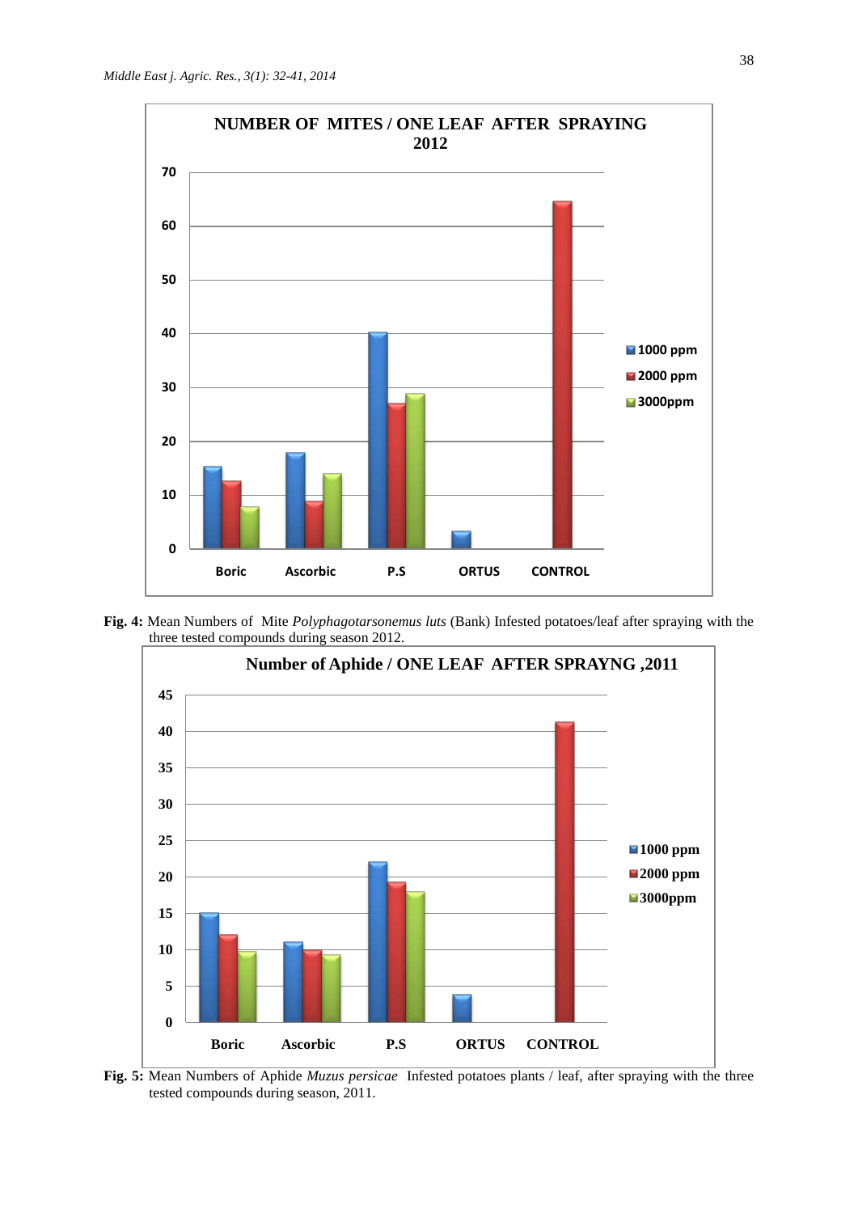**Fig. 4:** Mean Numbers of Mite *Polyphagotarsonemus luts* (Bank) Infested potatoes/leaf after spraying with the three tested compounds during season 2012.

**Fig. 5:** Mean Numbers of Aphide *Muzus persicae* Infested potatoes plants / leaf, after spraying with the three tested compounds during season, 2011.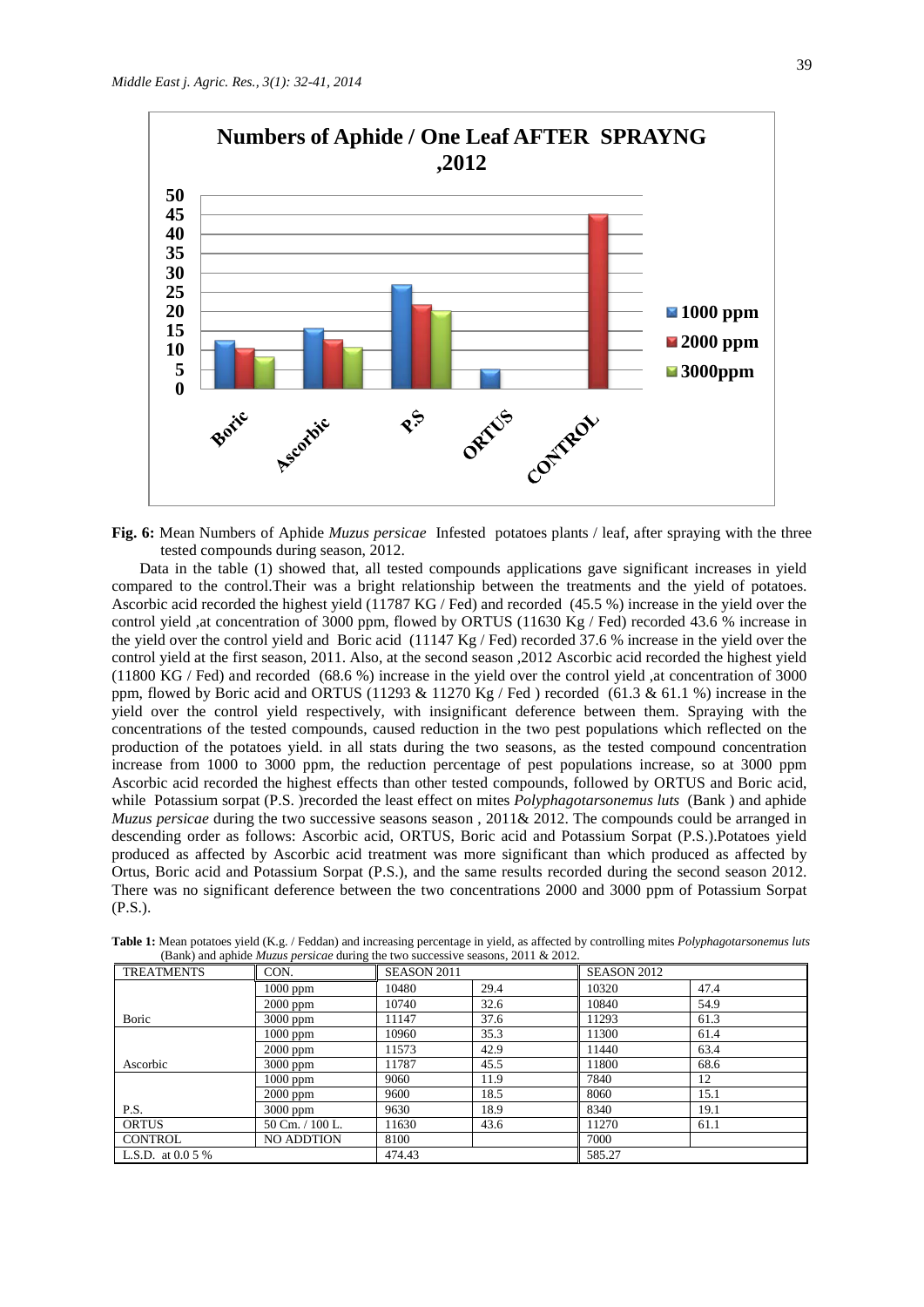**Fig. 6:** Mean Numbers of Aphide *Muzus persicae* Infested potatoes plants / leaf, after spraying with the three tested compounds during season, 2012.

Data in the table (1) showed that, all tested compounds applications gave significant increases in yield compared to the control.Their was a bright relationship between the treatments and the yield of potatoes. Ascorbic acid recorded the highest yield (11787 KG / Fed) and recorded (45.5 %) increase in the yield over the control yield ,at concentration of 3000 ppm, flowed by ORTUS (11630 Kg / Fed) recorded 43.6 % increase in the yield over the control yield and Boric acid (11147 Kg / Fed) recorded 37.6 % increase in the yield over the control yield at the first season, 2011. Also, at the second season ,2012 Ascorbic acid recorded the highest yield (11800 KG / Fed) and recorded (68.6 %) increase in the yield over the control yield ,at concentration of 3000 ppm, flowed by Boric acid and ORTUS (11293 & 11270 Kg / Fed ) recorded (61.3 & 61.1 %) increase in the yield over the control yield respectively, with insignificant deference between them. Spraying with the concentrations of the tested compounds, caused reduction in the two pest populations which reflected on the production of the potatoes yield. in all stats during the two seasons, as the tested compound concentration increase from 1000 to 3000 ppm, the reduction percentage of pest populations increase, so at 3000 ppm Ascorbic acid recorded the highest effects than other tested compounds, followed by ORTUS and Boric acid, while Potassium sorpat (P.S. )recorded the least effect on mites *Polyphagotarsonemus luts* (Bank ) and aphide *Muzus persicae* during the two successive seasons season , 2011& 2012. The compounds could be arranged in descending order as follows: Ascorbic acid, ORTUS, Boric acid and Potassium Sorpat (P.S.).Potatoes yield produced as affected by Ascorbic acid treatment was more significant than which produced as affected by Ortus, Boric acid and Potassium Sorpat (P.S.), and the same results recorded during the second season 2012. There was no significant deference between the two concentrations 2000 and 3000 ppm of Potassium Sorpat (P.S.).

**Table 1:** Mean potatoes yield (K.g. / Feddan) and increasing percentage in yield, as affected by controlling mites *Polyphagotarsonemus luts* (Bank) and aphide *Muzus persicae* during the two successive seasons, 2011 & 2012.

| TREATMENTS | CON. | SEASON 2011 | | SEASON 2012 | |
|---|---|---|---|---|---|
| | 1000 ppm | 10480 | 29.4 | 10320 | 47.4 |
| | 2000 ppm | 10740 | 32.6 | 10840 | 54.9 |
| Boric | 3000 ppm | 11147 | 37.6 | 11293 | 61.3 |
| | 1000 ppm | 10960 | 35.3 | 11300 | 61.4 |
| | 2000 ppm | 11573 | 42.9 | 11440 | 63.4 |
| Ascorbic | 3000 ppm | 11787 | 45.5 | 11800 | 68.6 |
| | 1000 ppm | 9060 | 11.9 | 7840 | 12 |
| | 2000 ppm | 9600 | 18.5 | 8060 | 15.1 |
| P.S. | 3000 ppm | 9630 | 18.9 | 8340 | 19.1 |
| ORTUS | 50 Cm. / 100 L. | 11630 | 43.6 | 11270 | 61.1 |
| CONTROL | NO ADDTION | 8100 | | 7000 | |
| L.S.D. at 0.0 5 % | | 474.43 | | 585.27 | |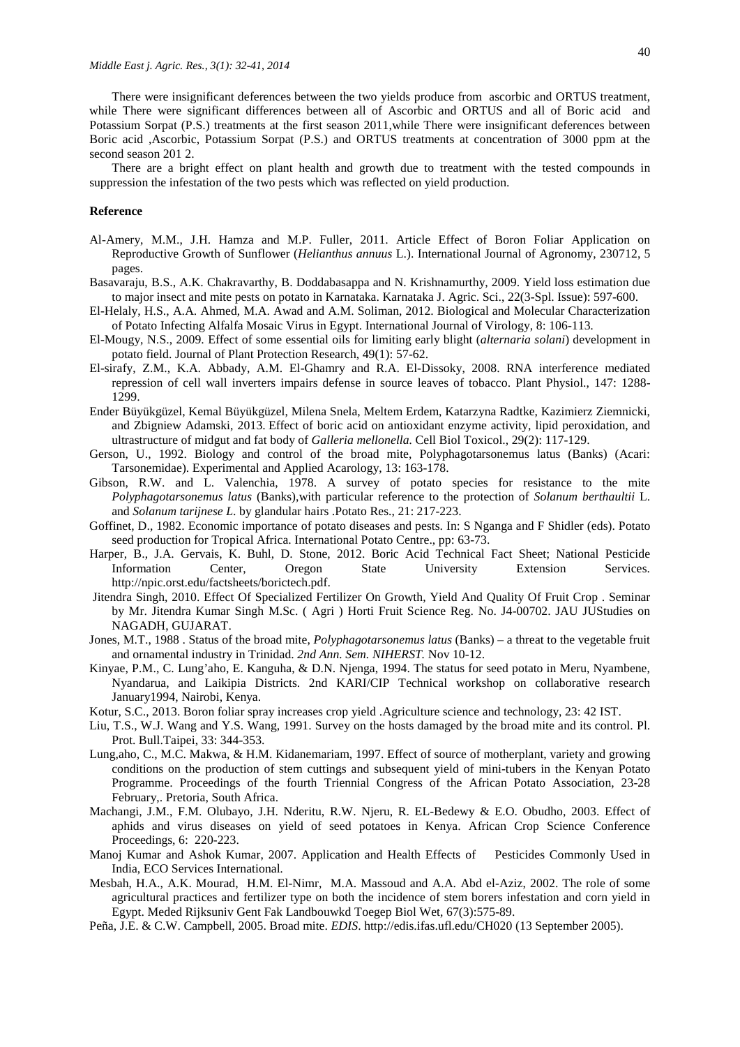There were insignificant deferences between the two yields produce from ascorbic and ORTUS treatment, while There were significant differences between all of Ascorbic and ORTUS and all of Boric acid and Potassium Sorpat (P.S.) treatments at the first season 2011,while There were insignificant deferences between Boric acid ,Ascorbic, Potassium Sorpat (P.S.) and ORTUS treatments at concentration of 3000 ppm at the second season 201 2.

There are a bright effect on plant health and growth due to treatment with the tested compounds in suppression the infestation of the two pests which was reflected on yield production.

## Reference

Al-Amery, M.M., J.H. Hamza and M.P. Fuller, 2011. Article Effect of Boron Foliar Application on Reproductive Growth of Sunflower (*Helianthus annuus* L.). International Journal of Agronomy, 230712, 5 pages.

Basavaraju, B.S., A.K. Chakravarthy, B. Doddabasappa and N. Krishnamurthy, 2009. Yield loss estimation due to major insect and mite pests on potato in Karnataka. Karnataka J. Agric. Sci., 22(3-Spl. Issue): 597-600.

El-Helaly, H.S., A.A. Ahmed, M.A. Awad and A.M. Soliman, 2012. Biological and Molecular Characterization of Potato Infecting Alfalfa Mosaic Virus in Egypt. International Journal of Virology, 8: 106-113.

El-Mougy, N.S., 2009. Effect of some essential oils for limiting early blight (*alternaria solani*) development in potato field. Journal of Plant Protection Research, 49(1): 57-62.

El-sirafy, Z.M., K.A. Abbady, A.M. El-Ghamry and R.A. El-Dissoky, 2008. RNA interference mediated repression of cell wall inverters impairs defense in source leaves of tobacco. Plant Physiol., 147: 1288-1299.

Ender Büyükgüzel, Kemal Büyükgüzel, Milena Snela, Meltem Erdem, Katarzyna Radtke, Kazimierz Ziemnicki, and Zbigniew Adamski, 2013. Effect of boric acid on antioxidant enzyme activity, lipid peroxidation, and ultrastructure of midgut and fat body of *Galleria mellonella.* Cell Biol Toxicol., 29(2): 117-129.

Gerson, U., 1992. Biology and control of the broad mite, Polyphagotarsonemus latus (Banks) (Acari: Tarsonemidae). Experimental and Applied Acarology, 13: 163-178.

Gibson, R.W. and L. Valenchia, 1978. A survey of potato species for resistance to the mite *Polyphagotarsonemus latus* (Banks),with particular reference to the protection of *Solanum berthaultii* L. and *Solanum tarijnese L*. by glandular hairs .Potato Res., 21: 217-223.

Goffinet, D., 1982. Economic importance of potato diseases and pests. In: S Nganga and F Shidler (eds). Potato seed production for Tropical Africa. International Potato Centre., pp: 63-73.

Harper, B., J.A. Gervais, K. Buhl, D. Stone, 2012. Boric Acid Technical Fact Sheet; National Pesticide Information Center, Oregon State University Extension Services. http://npic.orst.edu/factsheets/borictech.pdf.

Jitendra Singh, 2010. Effect Of Specialized Fertilizer On Growth, Yield And Quality Of Fruit Crop . Seminar by Mr. Jitendra Kumar Singh M.Sc. ( Agri ) Horti Fruit Science Reg. No. J4-00702. JAU JUStudies on NAGADH, GUJARAT.

Jones, M.T., 1988 . Status of the broad mite, *Polyphagotarsonemus latus* (Banks) – a threat to the vegetable fruit and ornamental industry in Trinidad. *2nd Ann. Sem. NIHERST.* Nov 10-12.

Kinyae, P.M., C. Lung'aho, E. Kanguha, & D.N. Njenga, 1994. The status for seed potato in Meru, Nyambene, Nyandarua, and Laikipia Districts. 2nd KARI/CIP Technical workshop on collaborative research January1994, Nairobi, Kenya.

Kotur, S.C., 2013. Boron foliar spray increases crop yield .Agriculture science and technology, 23: 42 IST.

Liu, T.S., W.J. Wang and Y.S. Wang, 1991. Survey on the hosts damaged by the broad mite and its control. Pl. Prot. Bull.Taipei, 33: 344-353.

Lung,aho, C., M.C. Makwa, & H.M. Kidanemariam, 1997. Effect of source of motherplant, variety and growing conditions on the production of stem cuttings and subsequent yield of mini-tubers in the Kenyan Potato Programme. Proceedings of the fourth Triennial Congress of the African Potato Association, 23-28 February,. Pretoria, South Africa.

Machangi, J.M., F.M. Olubayo, J.H. Nderitu, R.W. Njeru, R. EL-Bedewy & E.O. Obudho, 2003. Effect of aphids and virus diseases on yield of seed potatoes in Kenya. African Crop Science Conference Proceedings, 6: 220-223.

Manoj Kumar and Ashok Kumar, 2007. Application and Health Effects of Pesticides Commonly Used in India, ECO Services International.

Mesbah, H.A., A.K. Mourad, H.M. El-Nimr, M.A. Massoud and A.A. Abd el-Aziz, 2002. The role of some agricultural practices and fertilizer type on both the incidence of stem borers infestation and corn yield in Egypt. Meded Rijksuniv Gent Fak Landbouwkd Toegep Biol Wet, 67(3):575-89.

Peña, J.E. & C.W. Campbell, 2005. Broad mite. *EDIS*. http://edis.ifas.ufl.edu/CH020 (13 September 2005).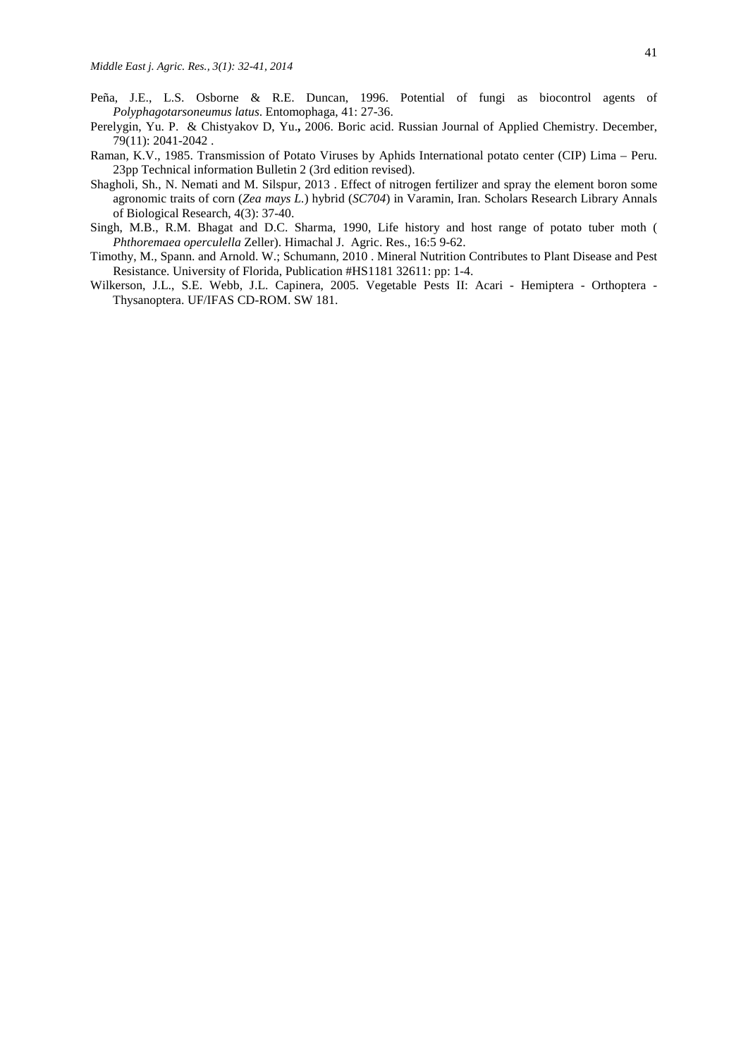Peña, J.E., L.S. Osborne & R.E. Duncan, 1996. Potential of fungi as biocontrol agents of *Polyphagotarsoneumus latus*. Entomophaga, 41: 27-36.

Perelygin, Yu. P. & Chistyakov D, Yu.**,** 2006. Boric acid. Russian Journal of Applied Chemistry. December, 79(11): 2041-2042 .

Raman, K.V., 1985. Transmission of Potato Viruses by Aphids International potato center (CIP) Lima – Peru. 23pp Technical information Bulletin 2 (3rd edition revised).

Shagholi, Sh., N. Nemati and M. Silspur, 2013 . Effect of nitrogen fertilizer and spray the element boron some agronomic traits of corn (*Zea mays L.*) hybrid (*SC704*) in Varamin, Iran. Scholars Research Library Annals of Biological Research, 4(3): 37-40.

Singh, M.B., R.M. Bhagat and D.C. Sharma, 1990, Life history and host range of potato tuber moth ( *Phthoremaea operculella* Zeller). Himachal J. Agric. Res., 16:5 9-62.

Timothy, M., Spann. and Arnold. W.; Schumann, 2010 . Mineral Nutrition Contributes to Plant Disease and Pest Resistance. University of Florida, Publication #HS1181 32611: pp: 1-4.

Wilkerson, J.L., S.E. Webb, J.L. Capinera, 2005. Vegetable Pests II: Acari - Hemiptera - Orthoptera - Thysanoptera. UF/IFAS CD-ROM. SW 181.